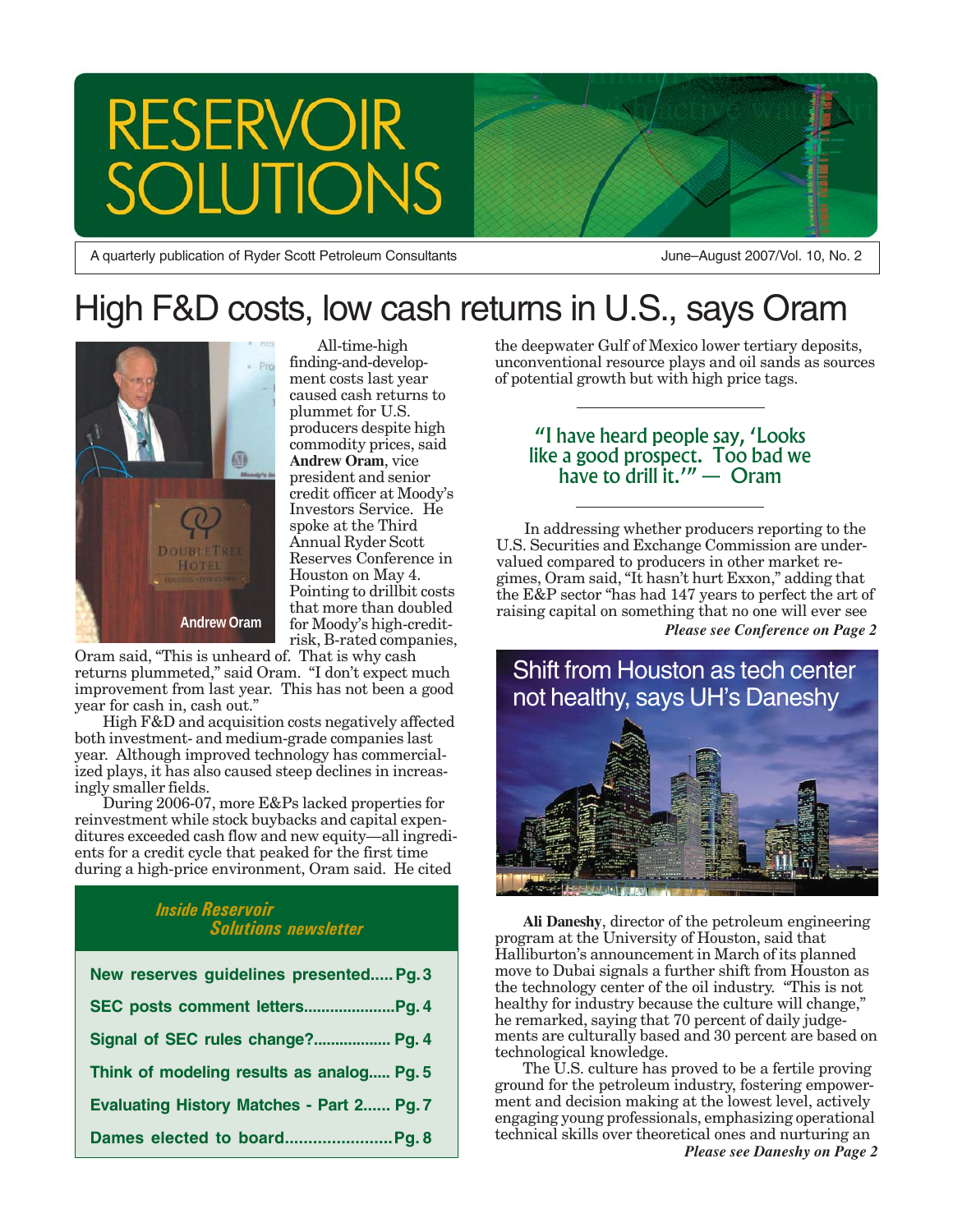# RESERVOIR SOLUTIONS

A quarterly publication of Ryder Scott Petroleum Consultants — June–August 2007/Vol. 10, No. 2

# High F&D costs, low cash returns in U.S., says Oram

Andrew Oram

All-time-high finding-and-development costs last year caused cash returns to plummet for U.S. producers despite high commodity prices, said **Andrew Oram**, vice president and senior credit officer at Moody's Investors Service. He spoke at the Third Annual Ryder Scott Reserves Conference in Houston on May 4. Pointing to drillbit costs that more than doubled for Moody's high-credit-risk, B-rated companies, Oram said, "This is unheard of. That is why cash returns plummeted," said Oram. "I don't expect much improvement from last year. This has not been a good year for cash in, cash out."

High F&D and acquisition costs negatively affected both investment- and medium-grade companies last year. Although improved technology has commercialized plays, it has also caused steep declines in increasingly smaller fields.

During 2006-07, more E&Ps lacked properties for reinvestment while stock buybacks and capital expenditures exceeded cash flow and new equity—all ingredients for a credit cycle that peaked for the first time during a high-price environment, Oram said. He cited the deepwater Gulf of Mexico lower tertiary deposits, unconventional resource plays and oil sands as sources of potential growth but with high price tags.

> "I have heard people say, 'Looks like a good prospect. Too bad we have to drill it.'" — Oram

In addressing whether producers reporting to the U.S. Securities and Exchange Commission are undervalued compared to producers in other market regimes, Oram said, "It hasn't hurt Exxon," adding that the E&P sector "has had 147 years to perfect the art of raising capital on something that no one will ever see

***Please see Conference on Page 2***

## *Inside Reservoir Solutions newsletter*

| | |
|---|---|
| New reserves guidelines presented | Pg. 3 |
| SEC posts comment letters | Pg. 4 |
| Signal of SEC rules change? | Pg. 4 |
| Think of modeling results as analog | Pg. 5 |
| Evaluating History Matches - Part 2 | Pg. 7 |
| Dames elected to board | Pg. 8 |

## Shift from Houston as tech center not healthy, says UH's Daneshy

**Ali Daneshy**, director of the petroleum engineering program at the University of Houston, said that Halliburton's announcement in March of its planned move to Dubai signals a further shift from Houston as the technology center of the oil industry. "This is not healthy for industry because the culture will change," he remarked, saying that 70 percent of daily judgements are culturally based and 30 percent are based on technological knowledge.

The U.S. culture has proved to be a fertile proving ground for the petroleum industry, fostering empowerment and decision making at the lowest level, actively engaging young professionals, emphasizing operational technical skills over theoretical ones and nurturing an

***Please see Daneshy on Page 2***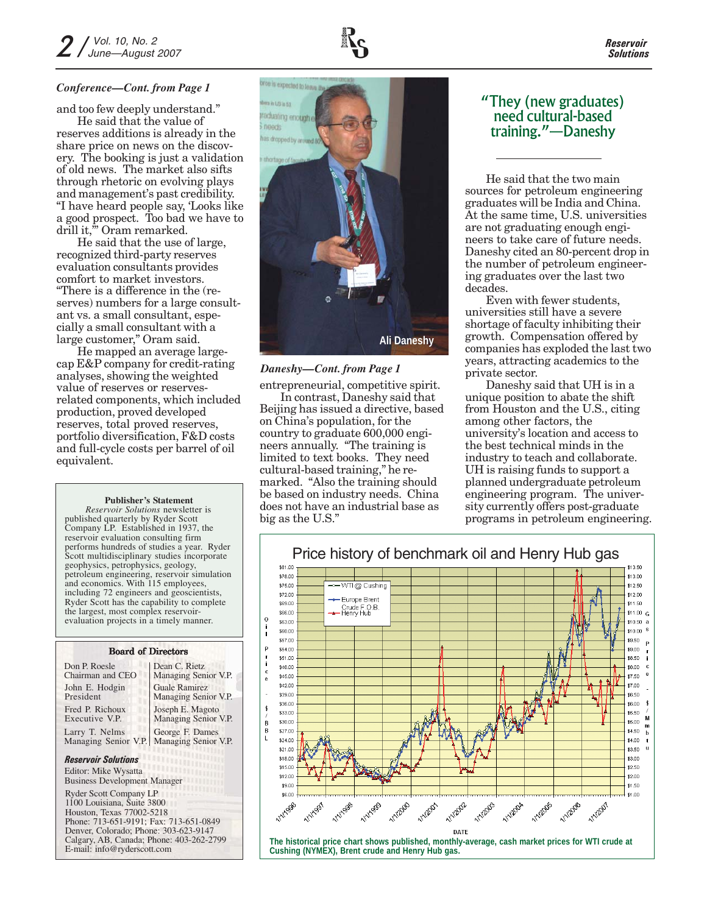*Conference—Cont. from Page 1*

and too few deeply understand."

He said that the value of reserves additions is already in the share price on news on the discovery. The booking is just a validation of old news. The market also sifts through rhetoric on evolving plays and management's past credibility. "I have heard people say, 'Looks like a good prospect. Too bad we have to drill it,'" Oram remarked.

He said that the use of large, recognized third-party reserves evaluation consultants provides comfort to market investors. "There is a difference in the (reserves) numbers for a large consultant vs. a small consultant, especially a small consultant with a large customer," Oram said.

He mapped an average large-cap E&P company for credit-rating analyses, showing the weighted value of reserves or reserves-related components, which included production, proved developed reserves, total proved reserves, portfolio diversification, F&D costs and full-cycle costs per barrel of oil equivalent.

**Publisher's Statement**

*Reservoir Solutions* newsletter is published quarterly by Ryder Scott Company LP. Established in 1937, the reservoir evaluation consulting firm performs hundreds of studies a year. Ryder Scott multidisciplinary studies incorporate geophysics, petrophysics, geology, petroleum engineering, reservoir simulation and economics. With 115 employees, including 72 engineers and geoscientists, Ryder Scott has the capability to complete the largest, most complex reservoir-evaluation projects in a timely manner.

**Board of Directors**

| | |
|---|---|
| Don P. Roesle<br>Chairman and CEO | Dean C. Rietz<br>Managing Senior V.P. |
| John E. Hodgin<br>President | Guale Ramirez<br>Managing Senior V.P. |
| Fred P. Richoux<br>Executive V.P. | Joseph E. Magoto<br>Managing Senior V.P. |
| Larry T. Nelms<br>Managing Senior V.P. | George F. Dames<br>Managing Senior V.P. |

***Reservoir Solutions***

Editor: Mike Wysatta
Business Development Manager

Ryder Scott Company LP
1100 Louisiana, Suite 3800
Houston, Texas 77002-5218
Phone: 713-651-9191; Fax: 713-651-0849
Denver, Colorado; Phone: 303-623-9147
Calgary, AB, Canada; Phone: 403-262-2799
E-mail: info@ryderscott.com

Ali Daneshy

*Daneshy—Cont. from Page 1*

entrepreneurial, competitive spirit.

In contrast, Daneshy said that Beijing has issued a directive, based on China's population, for the country to graduate 600,000 engineers annually. "The training is limited to text books. They need cultural-based training," he remarked. "Also the training should be based on industry needs. China does not have an industrial base as big as the U.S."

> **"They (new graduates) need cultural-based training."—Daneshy**

He said that the two main sources for petroleum engineering graduates will be India and China. At the same time, U.S. universities are not graduating enough engineers to take care of future needs. Daneshy cited an 80-percent drop in the number of petroleum engineering graduates over the last two decades.

Even with fewer students, universities still have a severe shortage of faculty inhibiting their growth. Compensation offered by companies has exploded the last two years, attracting academics to the private sector.

Daneshy said that UH is in a unique position to abate the shift from Houston and the U.S., citing among other factors, the university's location and access to the best technical minds in the industry to teach and collaborate. UH is raising funds to support a planned undergraduate petroleum engineering program. The university currently offers post-graduate programs in petroleum engineering.

**Price history of benchmark oil and Henry Hub gas**

The historical price chart shows published, monthly-average, cash market prices for WTI crude at Cushing (NYMEX), Brent crude and Henry Hub gas.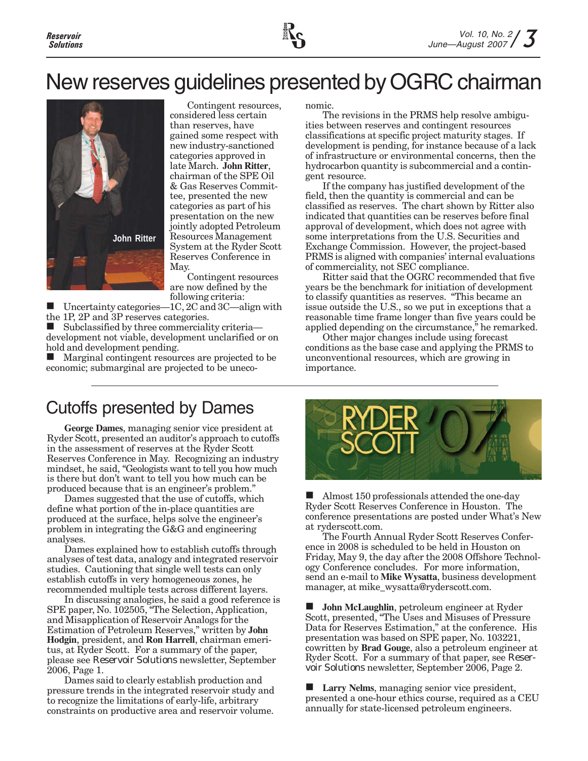# New reserves guidelines presented by OGRC chairman

John Ritter

Contingent resources, considered less certain than reserves, have gained some respect with new industry-sanctioned categories approved in late March. **John Ritter**, chairman of the SPE Oil & Gas Reserves Committee, presented the new categories as part of his presentation on the new jointly adopted Petroleum Resources Management System at the Ryder Scott Reserves Conference in May.

Contingent resources are now defined by the following criteria:

- Uncertainty categories—1C, 2C and 3C—align with the 1P, 2P and 3P reserves categories.
- Subclassified by three commerciality criteria—development not viable, development unclarified or on hold and development pending.
- Marginal contingent resources are projected to be economic; submarginal are projected to be uneconomic.

The revisions in the PRMS help resolve ambiguities between reserves and contingent resources classifications at specific project maturity stages. If development is pending, for instance because of a lack of infrastructure or environmental concerns, then the hydrocarbon quantity is subcommercial and a contingent resource.

If the company has justified development of the field, then the quantity is commercial and can be classified as reserves. The chart shown by Ritter also indicated that quantities can be reserves before final approval of development, which does not agree with some interpretations from the U.S. Securities and Exchange Commission. However, the project-based PRMS is aligned with companies' internal evaluations of commerciality, not SEC compliance.

Ritter said that the OGRC recommended that five years be the benchmark for initiation of development to classify quantities as reserves. "This became an issue outside the U.S., so we put in exceptions that a reasonable time frame longer than five years could be applied depending on the circumstance," he remarked.

Other major changes include using forecast conditions as the base case and applying the PRMS to unconventional resources, which are growing in importance.

## Cutoffs presented by Dames

**George Dames**, managing senior vice president at Ryder Scott, presented an auditor's approach to cutoffs in the assessment of reserves at the Ryder Scott Reserves Conference in May. Recognizing an industry mindset, he said, "Geologists want to tell you how much is there but don't want to tell you how much can be produced because that is an engineer's problem."

Dames suggested that the use of cutoffs, which define what portion of the in-place quantities are produced at the surface, helps solve the engineer's problem in integrating the G&G and engineering analyses.

Dames explained how to establish cutoffs through analyses of test data, analogy and integrated reservoir studies. Cautioning that single well tests can only establish cutoffs in very homogeneous zones, he recommended multiple tests across different layers.

In discussing analogies, he said a good reference is SPE paper, No. 102505, "The Selection, Application, and Misapplication of Reservoir Analogs for the Estimation of Petroleum Reserves," written by **John Hodgin**, president, and **Ron Harrell**, chairman emeritus, at Ryder Scott. For a summary of the paper, please see *Reservoir Solutions* newsletter, September 2006, Page 1.

Dames said to clearly establish production and pressure trends in the integrated reservoir study and to recognize the limitations of early-life, arbitrary constraints on productive area and reservoir volume.

RYDER SCOTT '07

- Almost 150 professionals attended the one-day Ryder Scott Reserves Conference in Houston. The conference presentations are posted under What's New at ryderscott.com.

The Fourth Annual Ryder Scott Reserves Conference in 2008 is scheduled to be held in Houston on Friday, May 9, the day after the 2008 Offshore Technology Conference concludes. For more information, send an e-mail to **Mike Wysatta**, business development manager, at mike_wysatta@ryderscott.com.

- **John McLaughlin**, petroleum engineer at Ryder Scott, presented, "The Uses and Misuses of Pressure Data for Reserves Estimation," at the conference. His presentation was based on SPE paper, No. 103221, cowritten by **Brad Gouge**, also a petroleum engineer at Ryder Scott. For a summary of that paper, see *Reservoir Solutions* newsletter, September 2006, Page 2.

- **Larry Nelms**, managing senior vice president, presented a one-hour ethics course, required as a CEU annually for state-licensed petroleum engineers.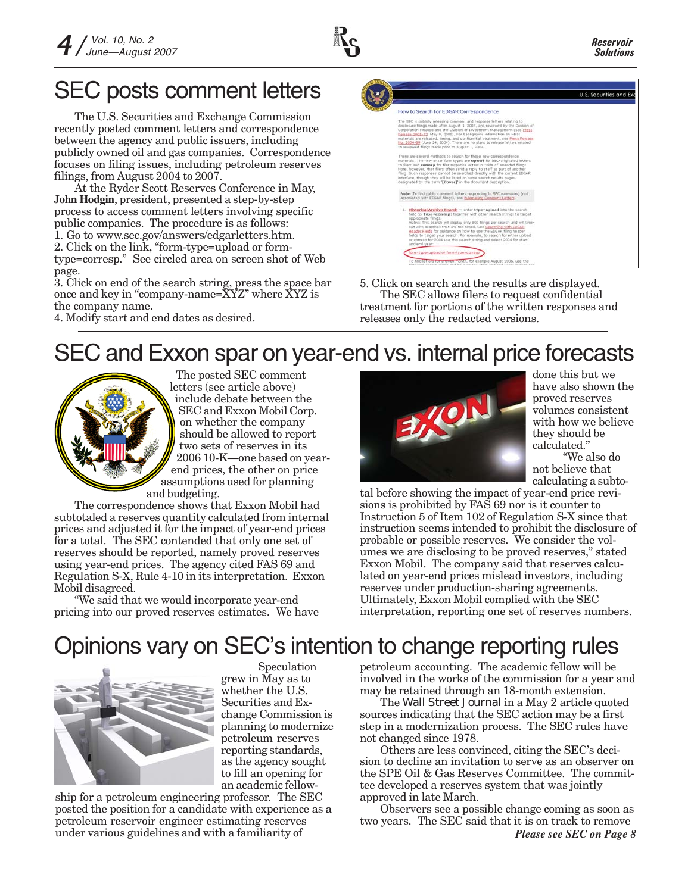# SEC posts comment letters

The U.S. Securities and Exchange Commission recently posted comment letters and correspondence between the agency and public issuers, including publicly owned oil and gas companies. Correspondence focuses on filing issues, including petroleum reserves filings, from August 2004 to 2007.

At the Ryder Scott Reserves Conference in May, **John Hodgin**, president, presented a step-by-step process to access comment letters involving specific public companies. The procedure is as follows:

1. Go to www.sec.gov/answers/edgarletters.htm.
2. Click on the link, "form-type=upload or form-type=corresp." See circled area on screen shot of Web page.
3. Click on end of the search string, press the space bar once and key in "company-name=XYZ" where XYZ is the company name.
4. Modify start and end dates as desired.
5. Click on search and the results are displayed.

The SEC allows filers to request confidential treatment for portions of the written responses and releases only the redacted versions.

# SEC and Exxon spar on year-end vs. internal price forecasts

The posted SEC comment letters (see article above) include debate between the SEC and Exxon Mobil Corp. on whether the company should be allowed to report two sets of reserves in its 2006 10-K—one based on year-end prices, the other on price assumptions used for planning and budgeting.

The correspondence shows that Exxon Mobil had subtotaled a reserves quantity calculated from internal prices and adjusted it for the impact of year-end prices for a total. The SEC contended that only one set of reserves should be reported, namely proved reserves using year-end prices. The agency cited FAS 69 and Regulation S-X, Rule 4-10 in its interpretation. Exxon Mobil disagreed.

"We said that we would incorporate year-end pricing into our proved reserves estimates. We have done this but we have also shown the proved reserves volumes consistent with how we believe they should be calculated."

"We also do not believe that calculating a subtotal before showing the impact of year-end price revisions is prohibited by FAS 69 nor is it counter to Instruction 5 of Item 102 of Regulation S-X since that instruction seems intended to prohibit the disclosure of probable or possible reserves. We consider the volumes we are disclosing to be proved reserves," stated Exxon Mobil. The company said that reserves calculated on year-end prices mislead investors, including reserves under production-sharing agreements. Ultimately, Exxon Mobil complied with the SEC interpretation, reporting one set of reserves numbers.

# Opinions vary on SEC's intention to change reporting rules

Speculation grew in May as to whether the U.S. Securities and Exchange Commission is planning to modernize petroleum reserves reporting standards, as the agency sought to fill an opening for an academic fellowship for a petroleum engineering professor. The SEC posted the position for a candidate with experience as a petroleum reservoir engineer estimating reserves under various guidelines and with a familiarity of petroleum accounting. The academic fellow will be involved in the works of the commission for a year and may be retained through an 18-month extension.

The *Wall Street Journal* in a May 2 article quoted sources indicating that the SEC action may be a first step in a modernization process. The SEC rules have not changed since 1978.

Others are less convinced, citing the SEC's decision to decline an invitation to serve as an observer on the SPE Oil & Gas Reserves Committee. The committee developed a reserves system that was jointly approved in late March.

Observers see a possible change coming as soon as two years. The SEC said that it is on track to remove

***Please see SEC on Page 8***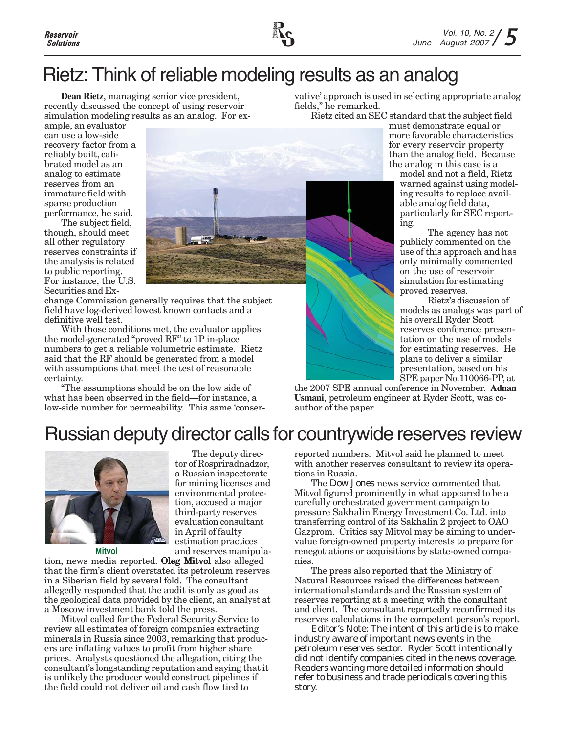# Rietz: Think of reliable modeling results as an analog

**Dean Rietz**, managing senior vice president, recently discussed the concept of using reservoir simulation modeling results as an analog. For example, an evaluator can use a low-side recovery factor from a reliably built, calibrated model as an analog to estimate reserves from an immature field with sparse production performance, he said.

The subject field, though, should meet all other regulatory reserves constraints if the analysis is related to public reporting. For instance, the U.S. Securities and Exchange Commission generally requires that the subject field have log-derived lowest known contacts and a definitive well test.

With those conditions met, the evaluator applies the model-generated "proved RF" to 1P in-place numbers to get a reliable volumetric estimate. Rietz said that the RF should be generated from a model with assumptions that meet the test of reasonable certainty.

"The assumptions should be on the low side of what has been observed in the field—for instance, a low-side number for permeability. This same 'conservative' approach is used in selecting appropriate analog fields," he remarked.

Rietz cited an SEC standard that the subject field must demonstrate equal or more favorable characteristics for every reservoir property than the analog field. Because the analog in this case is a model and not a field, Rietz warned against using modeling results to replace available analog field data, particularly for SEC reporting.

The agency has not publicly commented on the use of this approach and has only minimally commented on the use of reservoir simulation for estimating proved reserves.

Rietz's discussion of models as analogs was part of his overall Ryder Scott reserves conference presentation on the use of models for estimating reserves. He plans to deliver a similar presentation, based on his SPE paper No.110066-PP, at the 2007 SPE annual conference in November. **Adnan Usmani**, petroleum engineer at Ryder Scott, was coauthor of the paper.

# Russian deputy director calls for countrywide reserves review

Mitvol

The deputy director of Rospriradnadzor, a Russian inspectorate for mining licenses and environmental protection, accused a major third-party reserves evaluation consultant in April of faulty estimation practices and reserves manipulation, news media reported. **Oleg Mitvol** also alleged that the firm's client overstated its petroleum reserves in a Siberian field by several fold. The consultant allegedly responded that the audit is only as good as the geological data provided by the client, an analyst at a Moscow investment bank told the press.

Mitvol called for the Federal Security Service to review all estimates of foreign companies extracting minerals in Russia since 2003, remarking that producers are inflating values to profit from higher share prices. Analysts questioned the allegation, citing the consultant's longstanding reputation and saying that it is unlikely the producer would construct pipelines if the field could not deliver oil and cash flow tied to reported numbers. Mitvol said he planned to meet with another reserves consultant to review its operations in Russia.

The *Dow Jones* news service commented that Mitvol figured prominently in what appeared to be a carefully orchestrated government campaign to pressure Sakhalin Energy Investment Co. Ltd. into transferring control of its Sakhalin 2 project to OAO Gazprom. Critics say Mitvol may be aiming to undervalue foreign-owned property interests to prepare for renegotiations or acquisitions by state-owned companies.

The press also reported that the Ministry of Natural Resources raised the differences between international standards and the Russian system of reserves reporting at a meeting with the consultant and client. The consultant reportedly reconfirmed its reserves calculations in the competent person's report.

*Editor's Note: The intent of this article is to make industry aware of important news events in the petroleum reserves sector. Ryder Scott intentionally did not identify companies cited in the news coverage. Readers wanting more detailed information should refer to business and trade periodicals covering this story.*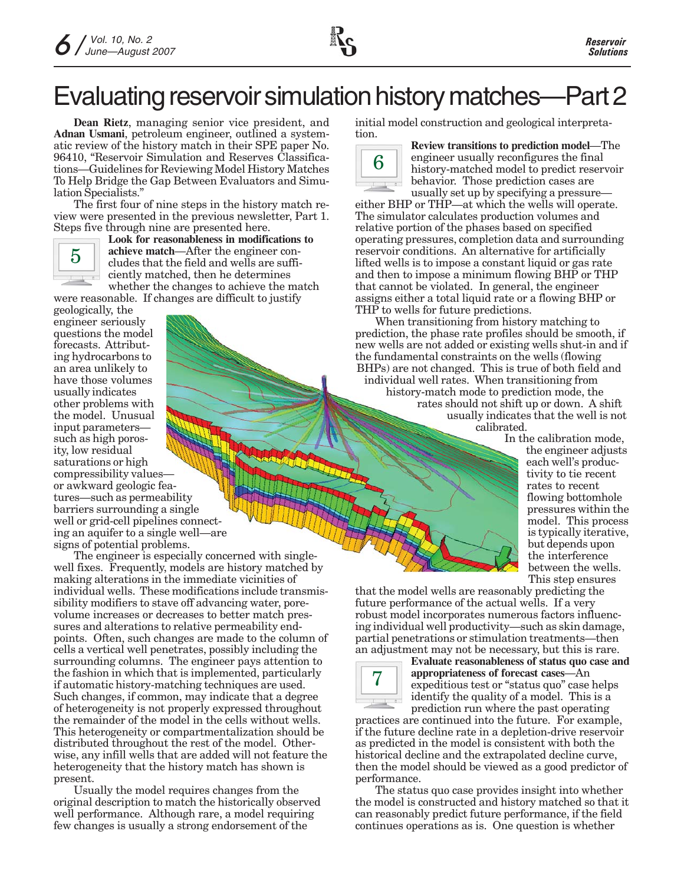# Evaluating reservoir simulation history matches—Part 2

**Dean Rietz**, managing senior vice president, and **Adnan Usmani**, petroleum engineer, outlined a systematic review of the history match in their SPE paper No. 96410, "Reservoir Simulation and Reserves Classifications—Guidelines for Reviewing Model History Matches To Help Bridge the Gap Between Evaluators and Simulation Specialists."

The first four of nine steps in the history match review were presented in the previous newsletter, Part 1. Steps five through nine are presented here.

**5 Look for reasonableness in modifications to achieve match**—After the engineer concludes that the field and wells are sufficiently matched, then he determines whether the changes to achieve the match were reasonable. If changes are difficult to justify geologically, the engineer seriously questions the model forecasts. Attributing hydrocarbons to an area unlikely to have those volumes usually indicates other problems with the model. Unusual input parameters—such as high porosity, low residual saturations or high compressibility values—or awkward geologic features—such as permeability barriers surrounding a single well or grid-cell pipelines connecting an aquifer to a single well—are signs of potential problems.

The engineer is especially concerned with single-well fixes. Frequently, models are history matched by making alterations in the immediate vicinities of individual wells. These modifications include transmissibility modifiers to stave off advancing water, pore-volume increases or decreases to better match pressures and alterations to relative permeability endpoints. Often, such changes are made to the column of cells a vertical well penetrates, possibly including the surrounding columns. The engineer pays attention to the fashion in which that is implemented, particularly if automatic history-matching techniques are used. Such changes, if common, may indicate that a degree of heterogeneity is not properly expressed throughout the remainder of the model in the cells without wells. This heterogeneity or compartmentalization should be distributed throughout the rest of the model. Otherwise, any infill wells that are added will not feature the heterogeneity that the history match has shown is present.

Usually the model requires changes from the original description to match the historically observed well performance. Although rare, a model requiring few changes is usually a strong endorsement of the initial model construction and geological interpretation.

**6 Review transitions to prediction model**—The engineer usually reconfigures the final history-matched model to predict reservoir behavior. Those prediction cases are usually set up by specifying a pressure—either BHP or THP—at which the wells will operate. The simulator calculates production volumes and relative portion of the phases based on specified operating pressures, completion data and surrounding reservoir conditions. An alternative for artificially lifted wells is to impose a constant liquid or gas rate and then to impose a minimum flowing BHP or THP that cannot be violated. In general, the engineer assigns either a total liquid rate or a flowing BHP or THP to wells for future predictions.

When transitioning from history matching to prediction, the phase rate profiles should be smooth, if new wells are not added or existing wells shut-in and if the fundamental constraints on the wells (flowing BHPs) are not changed. This is true of both field and individual well rates. When transitioning from history-match mode to prediction mode, the rates should not shift up or down. A shift usually indicates that the well is not calibrated.

In the calibration mode, the engineer adjusts each well's productivity to tie recent rates to recent flowing bottomhole pressures within the model. This process is typically iterative, but depends upon the interference between the wells. This step ensures that the model wells are reasonably predicting the future performance of the actual wells. If a very robust model incorporates numerous factors influencing individual well productivity—such as skin damage, partial penetrations or stimulation treatments—then an adjustment may not be necessary, but this is rare.

**7 Evaluate reasonableness of status quo case and appropriateness of forecast cases**—An expeditious test or "status quo" case helps identify the quality of a model. This is a prediction run where the past operating practices are continued into the future. For example, if the future decline rate in a depletion-drive reservoir as predicted in the model is consistent with both the historical decline and the extrapolated decline curve, then the model should be viewed as a good predictor of performance.

The status quo case provides insight into whether the model is constructed and history matched so that it can reasonably predict future performance, if the field continues operations as is. One question is whether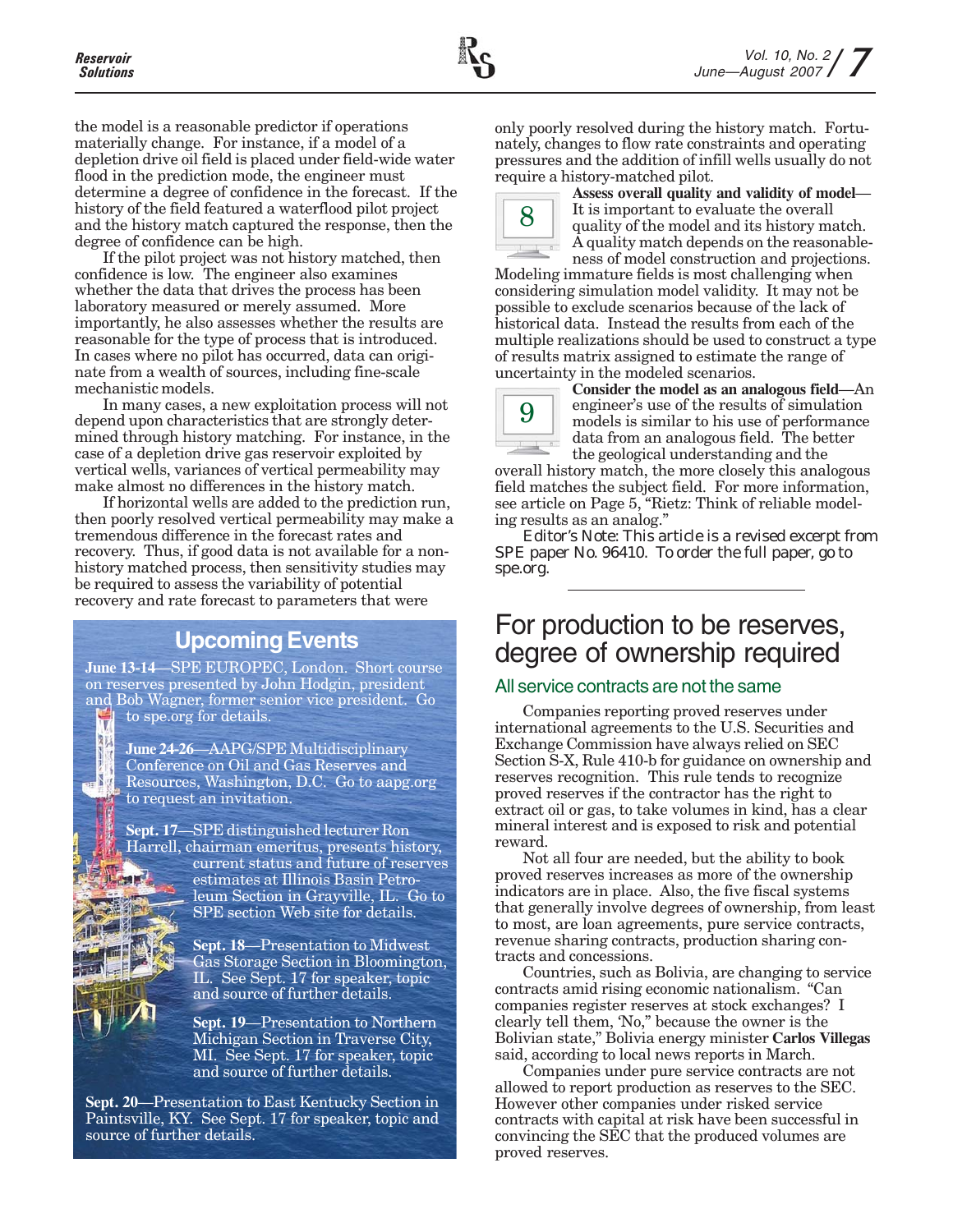the model is a reasonable predictor if operations materially change. For instance, if a model of a depletion drive oil field is placed under field-wide water flood in the prediction mode, the engineer must determine a degree of confidence in the forecast. If the history of the field featured a waterflood pilot project and the history match captured the response, then the degree of confidence can be high.

If the pilot project was not history matched, then confidence is low. The engineer also examines whether the data that drives the process has been laboratory measured or merely assumed. More importantly, he also assesses whether the results are reasonable for the type of process that is introduced. In cases where no pilot has occurred, data can originate from a wealth of sources, including fine-scale mechanistic models.

In many cases, a new exploitation process will not depend upon characteristics that are strongly determined through history matching. For instance, in the case of a depletion drive gas reservoir exploited by vertical wells, variances of vertical permeability may make almost no differences in the history match.

If horizontal wells are added to the prediction run, then poorly resolved vertical permeability may make a tremendous difference in the forecast rates and recovery. Thus, if good data is not available for a non-history matched process, then sensitivity studies may be required to assess the variability of potential recovery and rate forecast to parameters that were only poorly resolved during the history match. Fortunately, changes to flow rate constraints and operating pressures and the addition of infill wells usually do not require a history-matched pilot.

8 **Assess overall quality and validity of model**—It is important to evaluate the overall quality of the model and its history match. A quality match depends on the reasonableness of model construction and projections. Modeling immature fields is most challenging when considering simulation model validity. It may not be possible to exclude scenarios because of the lack of historical data. Instead the results from each of the multiple realizations should be used to construct a type of results matrix assigned to estimate the range of uncertainty in the modeled scenarios.

9 **Consider the model as an analogous field**—An engineer's use of the results of simulation models is similar to his use of performance data from an analogous field. The better the geological understanding and the overall history match, the more closely this analogous field matches the subject field. For more information, see article on Page 5, "Rietz: Think of reliable modeling results as an analog."

*Editor's Note: This article is a revised excerpt from SPE paper No. 96410. To order the full paper, go to spe.org.*

## Upcoming Events

**June 13-14**—SPE EUROPEC, London. Short course on reserves presented by John Hodgin, president and Bob Wagner, former senior vice president. Go to spe.org for details.

**June 24-26**—AAPG/SPE Multidisciplinary Conference on Oil and Gas Reserves and Resources, Washington, D.C. Go to aapg.org to request an invitation.

**Sept. 17**—SPE distinguished lecturer Ron Harrell, chairman emeritus, presents history, current status and future of reserves estimates at Illinois Basin Petroleum Section in Grayville, IL. Go to SPE section Web site for details.

**Sept. 18**—Presentation to Midwest Gas Storage Section in Bloomington, IL. See Sept. 17 for speaker, topic and source of further details.

**Sept. 19**—Presentation to Northern Michigan Section in Traverse City, MI. See Sept. 17 for speaker, topic and source of further details.

**Sept. 20**—Presentation to East Kentucky Section in Paintsville, KY. See Sept. 17 for speaker, topic and source of further details.

# For production to be reserves, degree of ownership required

## All service contracts are not the same

Companies reporting proved reserves under international agreements to the U.S. Securities and Exchange Commission have always relied on SEC Section S-X, Rule 410-b for guidance on ownership and reserves recognition. This rule tends to recognize proved reserves if the contractor has the right to extract oil or gas, to take volumes in kind, has a clear mineral interest and is exposed to risk and potential reward.

Not all four are needed, but the ability to book proved reserves increases as more of the ownership indicators are in place. Also, the five fiscal systems that generally involve degrees of ownership, from least to most, are loan agreements, pure service contracts, revenue sharing contracts, production sharing contracts and concessions.

Countries, such as Bolivia, are changing to service contracts amid rising economic nationalism. "Can companies register reserves at stock exchanges? I clearly tell them, 'No,' because the owner is the Bolivian state," Bolivia energy minister **Carlos Villegas** said, according to local news reports in March.

Companies under pure service contracts are not allowed to report production as reserves to the SEC. However other companies under risked service contracts with capital at risk have been successful in convincing the SEC that the produced volumes are proved reserves.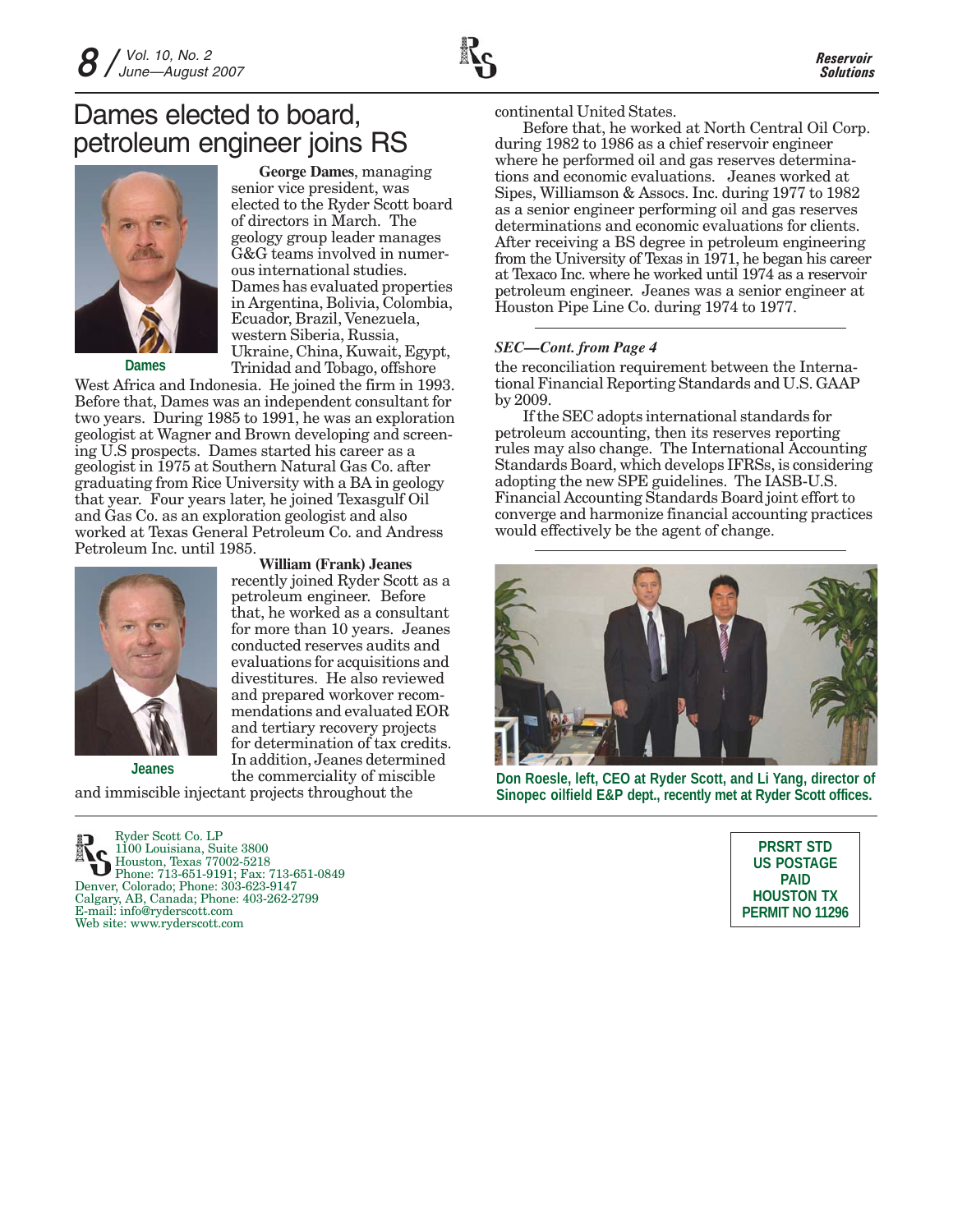# Dames elected to board, petroleum engineer joins RS

Dames

**George Dames**, managing senior vice president, was elected to the Ryder Scott board of directors in March. The geology group leader manages G&G teams involved in numerous international studies. Dames has evaluated properties in Argentina, Bolivia, Colombia, Ecuador, Brazil, Venezuela, western Siberia, Russia, Ukraine, China, Kuwait, Egypt, Trinidad and Tobago, offshore West Africa and Indonesia. He joined the firm in 1993. Before that, Dames was an independent consultant for two years. During 1985 to 1991, he was an exploration geologist at Wagner and Brown developing and screening U.S prospects. Dames started his career as a geologist in 1975 at Southern Natural Gas Co. after graduating from Rice University with a BA in geology that year. Four years later, he joined Texasgulf Oil and Gas Co. as an exploration geologist and also worked at Texas General Petroleum Co. and Andress Petroleum Inc. until 1985.

Jeanes

**William (Frank) Jeanes** recently joined Ryder Scott as a petroleum engineer. Before that, he worked as a consultant for more than 10 years. Jeanes conducted reserves audits and evaluations for acquisitions and divestitures. He also reviewed and prepared workover recommendations and evaluated EOR and tertiary recovery projects for determination of tax credits. In addition, Jeanes determined the commerciality of miscible and immiscible injectant projects throughout the continental United States.

Before that, he worked at North Central Oil Corp. during 1982 to 1986 as a chief reservoir engineer where he performed oil and gas reserves determinations and economic evaluations. Jeanes worked at Sipes, Williamson & Assocs. Inc. during 1977 to 1982 as a senior engineer performing oil and gas reserves determinations and economic evaluations for clients. After receiving a BS degree in petroleum engineering from the University of Texas in 1971, he began his career at Texaco Inc. where he worked until 1974 as a reservoir petroleum engineer. Jeanes was a senior engineer at Houston Pipe Line Co. during 1974 to 1977.

*SEC—Cont. from Page 4*

the reconciliation requirement between the International Financial Reporting Standards and U.S. GAAP by 2009.

If the SEC adopts international standards for petroleum accounting, then its reserves reporting rules may also change. The International Accounting Standards Board, which develops IFRSs, is considering adopting the new SPE guidelines. The IASB-U.S. Financial Accounting Standards Board joint effort to converge and harmonize financial accounting practices would effectively be the agent of change.

Don Roesle, left, CEO at Ryder Scott, and Li Yang, director of Sinopec oilfield E&P dept., recently met at Ryder Scott offices.

Ryder Scott Co. LP
1100 Louisiana, Suite 3800
Houston, Texas 77002-5218
Phone: 713-651-9191; Fax: 713-651-0849
Denver, Colorado; Phone: 303-623-9147
Calgary, AB, Canada; Phone: 403-262-2799
E-mail: info@ryderscott.com
Web site: www.ryderscott.com

PRSRT STD
US POSTAGE
PAID
HOUSTON TX
PERMIT NO 11296